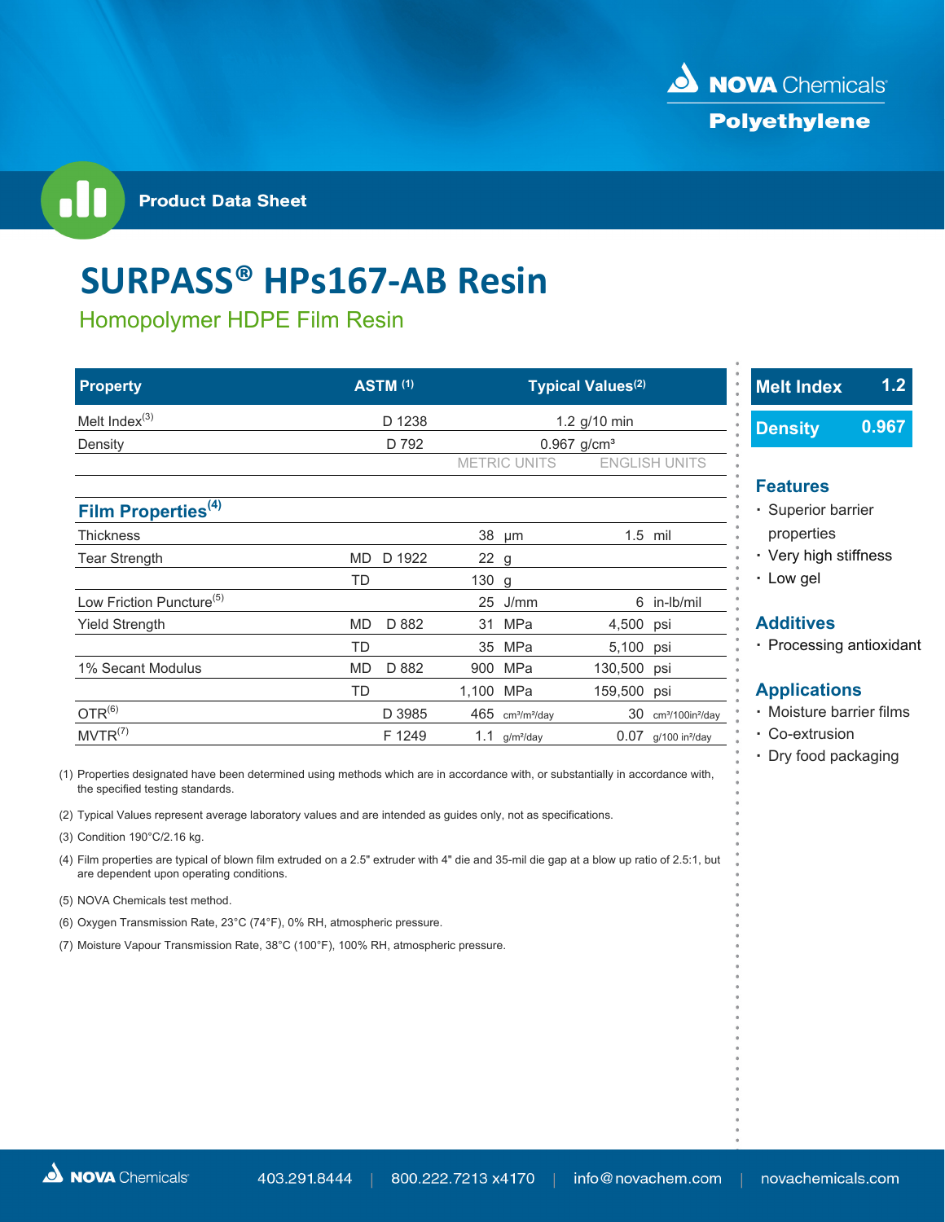NOVA Chemicals

Polyethylene

Product Data Sheet

# SURPASS® HPs167-AB Resin

## Homopolymer HDPE Film Resin

| Property | | ASTM [1] | Typical Values[2] | | | |
|---|---|---|---|---|---|---|
| Melt Index[3] | | D 1238 | 1.2 g/10 min | | | |
| Density | | D 792 | 0.967 g/cm³ | | | |
| | | | METRIC UNITS | | ENGLISH UNITS | |
| **Film Properties[4]** | | | | | | |
| Thickness | | | 38 | μm | 1.5 | mil |
| Tear Strength | MD | D 1922 | 22 | g | | |
| | TD | | 130 | g | | |
| Low Friction Puncture[5] | | | 25 | J/mm | 6 | in-lb/mil |
| Yield Strength | MD | D 882 | 31 | MPa | 4,500 | psi |
| | TD | | 35 | MPa | 5,100 | psi |
| 1% Secant Modulus | MD | D 882 | 900 | MPa | 130,500 | psi |
| | TD | | 1,100 | MPa | 159,500 | psi |
| OTR[6] | | D 3985 | 465 | cm³/m²/day | 30 | cm³/100in²/day |
| MVTR[7] | | F 1249 | 1.1 | g/m²/day | 0.07 | g/100 in²/day |

(1) Properties designated have been determined using methods which are in accordance with, or substantially in accordance with, the specified testing standards.

(2) Typical Values represent average laboratory values and are intended as guides only, not as specifications.

(3) Condition 190°C/2.16 kg.

(4) Film properties are typical of blown film extruded on a 2.5" extruder with 4" die and 35-mil die gap at a blow up ratio of 2.5:1, but are dependent upon operating conditions.

(5) NOVA Chemicals test method.

(6) Oxygen Transmission Rate, 23°C (74°F), 0% RH, atmospheric pressure.

(7) Moisture Vapour Transmission Rate, 38°C (100°F), 100% RH, atmospheric pressure.

| Melt Index | 1.2 |
|---|---|
| Density | 0.967 |

### Features

- Superior barrier properties
- Very high stiffness
- Low gel

### Additives

- Processing antioxidant

### Applications

- Moisture barrier films
- Co-extrusion
- Dry food packaging

NOVA Chemicals | 403.291.8444 | 800.222.7213 x4170 | info@novachem.com | novachemicals.com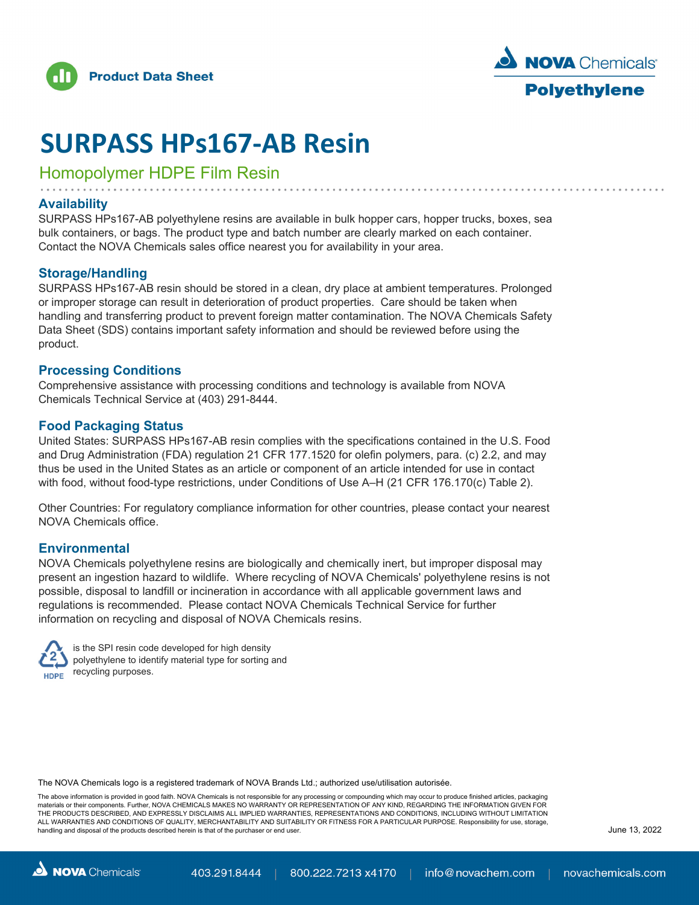Product Data Sheet

NOVA Chemicals
Polyethylene

# SURPASS HPs167-AB Resin

## Homopolymer HDPE Film Resin

### Availability

SURPASS HPs167-AB polyethylene resins are available in bulk hopper cars, hopper trucks, boxes, sea bulk containers, or bags. The product type and batch number are clearly marked on each container. Contact the NOVA Chemicals sales office nearest you for availability in your area.

### Storage/Handling

SURPASS HPs167-AB resin should be stored in a clean, dry place at ambient temperatures. Prolonged or improper storage can result in deterioration of product properties. Care should be taken when handling and transferring product to prevent foreign matter contamination. The NOVA Chemicals Safety Data Sheet (SDS) contains important safety information and should be reviewed before using the product.

### Processing Conditions

Comprehensive assistance with processing conditions and technology is available from NOVA Chemicals Technical Service at (403) 291-8444.

### Food Packaging Status

United States: SURPASS HPs167-AB resin complies with the specifications contained in the U.S. Food and Drug Administration (FDA) regulation 21 CFR 177.1520 for olefin polymers, para. (c) 2.2, and may thus be used in the United States as an article or component of an article intended for use in contact with food, without food-type restrictions, under Conditions of Use A–H (21 CFR 176.170(c) Table 2).

Other Countries: For regulatory compliance information for other countries, please contact your nearest NOVA Chemicals office.

### Environmental

NOVA Chemicals polyethylene resins are biologically and chemically inert, but improper disposal may present an ingestion hazard to wildlife. Where recycling of NOVA Chemicals' polyethylene resins is not possible, disposal to landfill or incineration in accordance with all applicable government laws and regulations is recommended. Please contact NOVA Chemicals Technical Service for further information on recycling and disposal of NOVA Chemicals resins.

2 HDPE is the SPI resin code developed for high density polyethylene to identify material type for sorting and recycling purposes.

The NOVA Chemicals logo is a registered trademark of NOVA Brands Ltd.; authorized use/utilisation autorisée.

The above information is provided in good faith. NOVA Chemicals is not responsible for any processing or compounding which may occur to produce finished articles, packaging materials or their components. Further, NOVA CHEMICALS MAKES NO WARRANTY OR REPRESENTATION OF ANY KIND, REGARDING THE INFORMATION GIVEN FOR THE PRODUCTS DESCRIBED, AND EXPRESSLY DISCLAIMS ALL IMPLIED WARRANTIES, REPRESENTATIONS AND CONDITIONS, INCLUDING WITHOUT LIMITATION ALL WARRANTIES AND CONDITIONS OF QUALITY, MERCHANTABILITY AND SUITABILITY OR FITNESS FOR A PARTICULAR PURPOSE. Responsibility for use, storage, handling and disposal of the products described herein is that of the purchaser or end user.

June 13, 2022

NOVA Chemicals | 403.291.8444 | 800.222.7213 x4170 | info@novachem.com | novachemicals.com